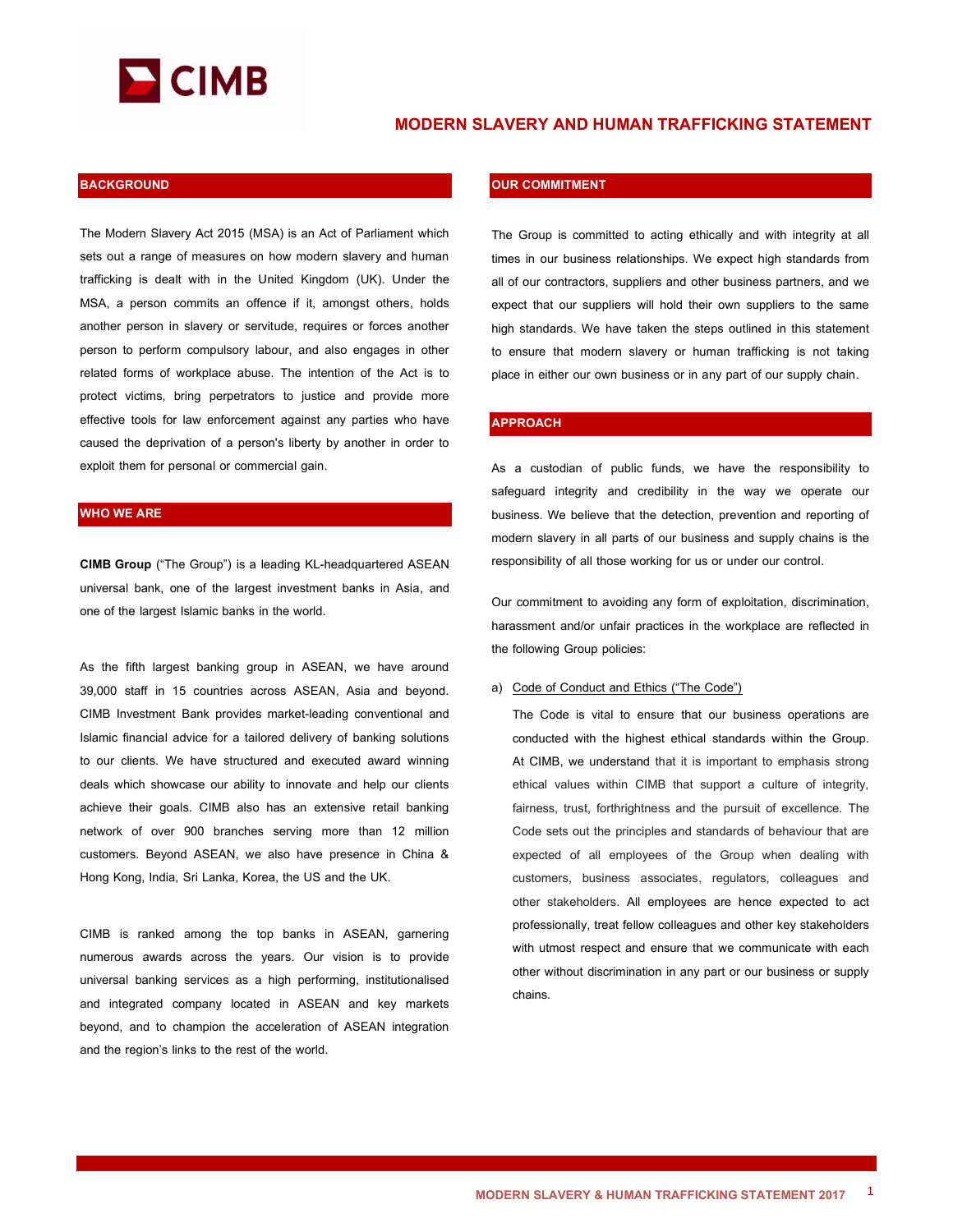# MODERN SLAVERY AND HUMAN TRAFFICKING STATEMENT

## BACKGROUND

The Modern Slavery Act 2015 (MSA) is an Act of Parliament which sets out a range of measures on how modern slavery and human trafficking is dealt with in the United Kingdom (UK). Under the MSA, a person commits an offence if it, amongst others, holds another person in slavery or servitude, requires or forces another person to perform compulsory labour, and also engages in other related forms of workplace abuse. The intention of the Act is to protect victims, bring perpetrators to justice and provide more effective tools for law enforcement against any parties who have caused the deprivation of a person's liberty by another in order to exploit them for personal or commercial gain.

## WHO WE ARE

**CIMB Group** ("The Group") is a leading KL-headquartered ASEAN universal bank, one of the largest investment banks in Asia, and one of the largest Islamic banks in the world.

As the fifth largest banking group in ASEAN, we have around 39,000 staff in 15 countries across ASEAN, Asia and beyond. CIMB Investment Bank provides market-leading conventional and Islamic financial advice for a tailored delivery of banking solutions to our clients. We have structured and executed award winning deals which showcase our ability to innovate and help our clients achieve their goals. CIMB also has an extensive retail banking network of over 900 branches serving more than 12 million customers. Beyond ASEAN, we also have presence in China & Hong Kong, India, Sri Lanka, Korea, the US and the UK.

CIMB is ranked among the top banks in ASEAN, garnering numerous awards across the years. Our vision is to provide universal banking services as a high performing, institutionalised and integrated company located in ASEAN and key markets beyond, and to champion the acceleration of ASEAN integration and the region's links to the rest of the world.

## OUR COMMITMENT

The Group is committed to acting ethically and with integrity at all times in our business relationships. We expect high standards from all of our contractors, suppliers and other business partners, and we expect that our suppliers will hold their own suppliers to the same high standards. We have taken the steps outlined in this statement to ensure that modern slavery or human trafficking is not taking place in either our own business or in any part of our supply chain.

## APPROACH

As a custodian of public funds, we have the responsibility to safeguard integrity and credibility in the way we operate our business. We believe that the detection, prevention and reporting of modern slavery in all parts of our business and supply chains is the responsibility of all those working for us or under our control.

Our commitment to avoiding any form of exploitation, discrimination, harassment and/or unfair practices in the workplace are reflected in the following Group policies:

a) Code of Conduct and Ethics ("The Code")

The Code is vital to ensure that our business operations are conducted with the highest ethical standards within the Group. At CIMB, we understand that it is important to emphasis strong ethical values within CIMB that support a culture of integrity, fairness, trust, forthrightness and the pursuit of excellence. The Code sets out the principles and standards of behaviour that are expected of all employees of the Group when dealing with customers, business associates, regulators, colleagues and other stakeholders. All employees are hence expected to act professionally, treat fellow colleagues and other key stakeholders with utmost respect and ensure that we communicate with each other without discrimination in any part or our business or supply chains.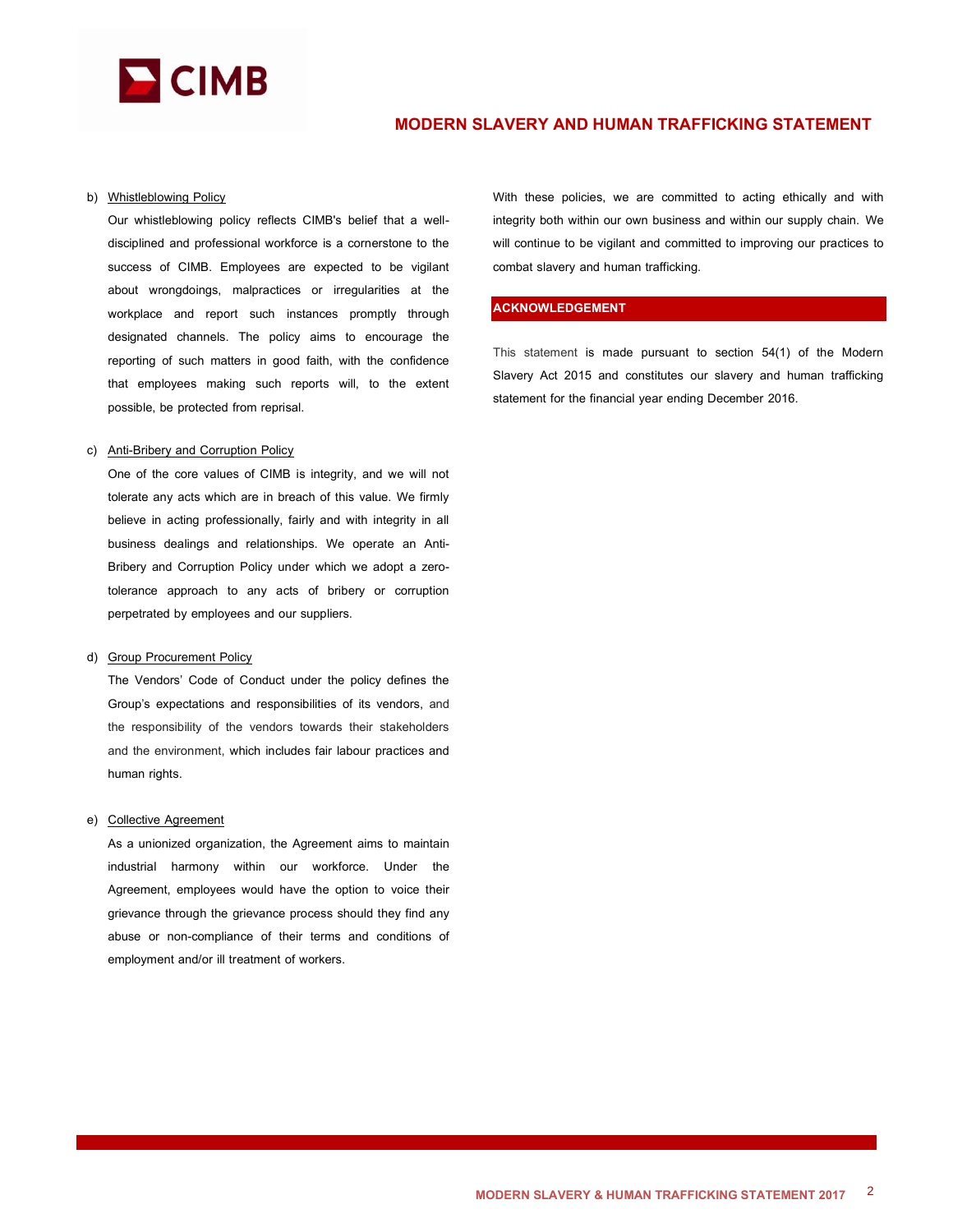b) Whistleblowing Policy

Our whistleblowing policy reflects CIMB's belief that a well-disciplined and professional workforce is a cornerstone to the success of CIMB. Employees are expected to be vigilant about wrongdoings, malpractices or irregularities at the workplace and report such instances promptly through designated channels. The policy aims to encourage the reporting of such matters in good faith, with the confidence that employees making such reports will, to the extent possible, be protected from reprisal.

c) Anti-Bribery and Corruption Policy

One of the core values of CIMB is integrity, and we will not tolerate any acts which are in breach of this value. We firmly believe in acting professionally, fairly and with integrity in all business dealings and relationships. We operate an Anti-Bribery and Corruption Policy under which we adopt a zero-tolerance approach to any acts of bribery or corruption perpetrated by employees and our suppliers.

d) Group Procurement Policy

The Vendors' Code of Conduct under the policy defines the Group's expectations and responsibilities of its vendors, and the responsibility of the vendors towards their stakeholders and the environment, which includes fair labour practices and human rights.

e) Collective Agreement

As a unionized organization, the Agreement aims to maintain industrial harmony within our workforce. Under the Agreement, employees would have the option to voice their grievance through the grievance process should they find any abuse or non-compliance of their terms and conditions of employment and/or ill treatment of workers.

With these policies, we are committed to acting ethically and with integrity both within our own business and within our supply chain. We will continue to be vigilant and committed to improving our practices to combat slavery and human trafficking.

## ACKNOWLEDGEMENT

This statement is made pursuant to section 54(1) of the Modern Slavery Act 2015 and constitutes our slavery and human trafficking statement for the financial year ending December 2016.